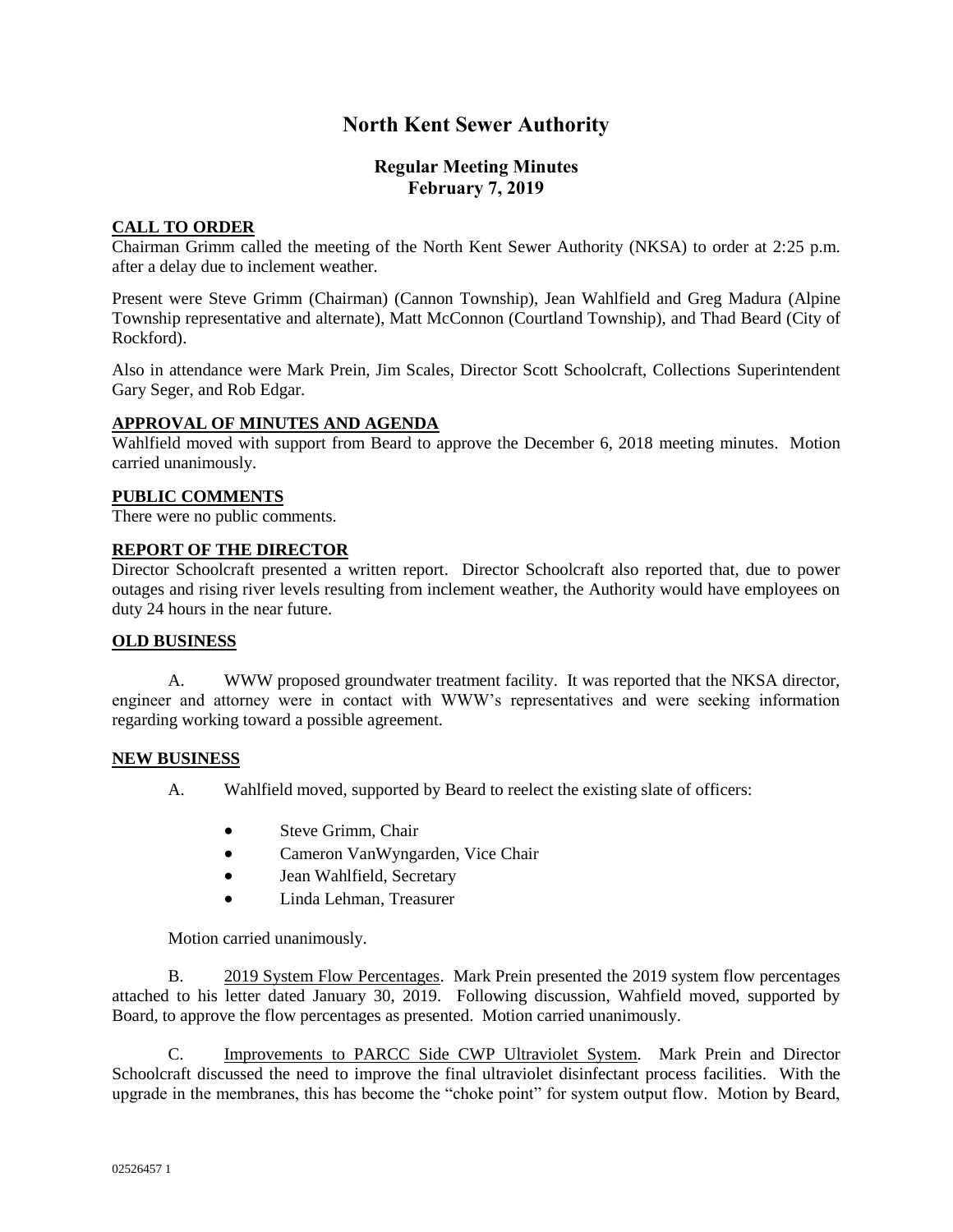# North Kent Sewer Authority

## Regular Meeting Minutes
## February 7, 2019

### CALL TO ORDER

Chairman Grimm called the meeting of the North Kent Sewer Authority (NKSA) to order at 2:25 p.m. after a delay due to inclement weather.

Present were Steve Grimm (Chairman) (Cannon Township), Jean Wahlfield and Greg Madura (Alpine Township representative and alternate), Matt McConnon (Courtland Township), and Thad Beard (City of Rockford).

Also in attendance were Mark Prein, Jim Scales, Director Scott Schoolcraft, Collections Superintendent Gary Seger, and Rob Edgar.

### APPROVAL OF MINUTES AND AGENDA

Wahlfield moved with support from Beard to approve the December 6, 2018 meeting minutes. Motion carried unanimously.

### PUBLIC COMMENTS

There were no public comments.

### REPORT OF THE DIRECTOR

Director Schoolcraft presented a written report. Director Schoolcraft also reported that, due to power outages and rising river levels resulting from inclement weather, the Authority would have employees on duty 24 hours in the near future.

### OLD BUSINESS

A. WWW proposed groundwater treatment facility. It was reported that the NKSA director, engineer and attorney were in contact with WWW's representatives and were seeking information regarding working toward a possible agreement.

### NEW BUSINESS

A. Wahlfield moved, supported by Beard to reelect the existing slate of officers:

- Steve Grimm, Chair
- Cameron VanWyngarden, Vice Chair
- Jean Wahlfield, Secretary
- Linda Lehman, Treasurer

Motion carried unanimously.

B. 2019 System Flow Percentages. Mark Prein presented the 2019 system flow percentages attached to his letter dated January 30, 2019. Following discussion, Wahfield moved, supported by Board, to approve the flow percentages as presented. Motion carried unanimously.

C. Improvements to PARCC Side CWP Ultraviolet System. Mark Prein and Director Schoolcraft discussed the need to improve the final ultraviolet disinfectant process facilities. With the upgrade in the membranes, this has become the "choke point" for system output flow. Motion by Beard,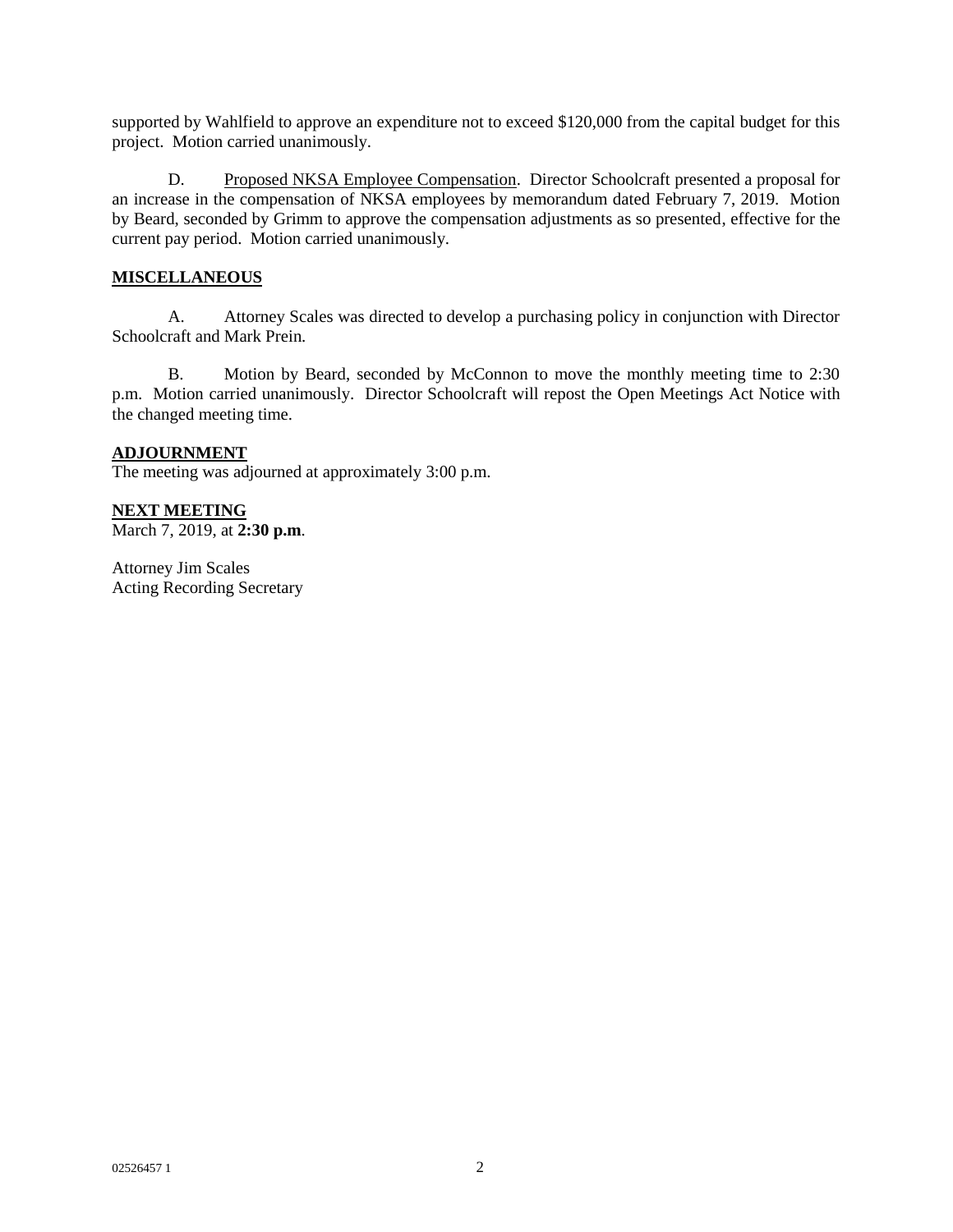supported by Wahlfield to approve an expenditure not to exceed $120,000 from the capital budget for this project. Motion carried unanimously.

D. Proposed NKSA Employee Compensation. Director Schoolcraft presented a proposal for an increase in the compensation of NKSA employees by memorandum dated February 7, 2019. Motion by Beard, seconded by Grimm to approve the compensation adjustments as so presented, effective for the current pay period. Motion carried unanimously.

## MISCELLANEOUS

A. Attorney Scales was directed to develop a purchasing policy in conjunction with Director Schoolcraft and Mark Prein.

B. Motion by Beard, seconded by McConnon to move the monthly meeting time to 2:30 p.m. Motion carried unanimously. Director Schoolcraft will repost the Open Meetings Act Notice with the changed meeting time.

## ADJOURNMENT

The meeting was adjourned at approximately 3:00 p.m.

## NEXT MEETING

March 7, 2019, at **2:30 p.m**.

Attorney Jim Scales
Acting Recording Secretary

02526457 1